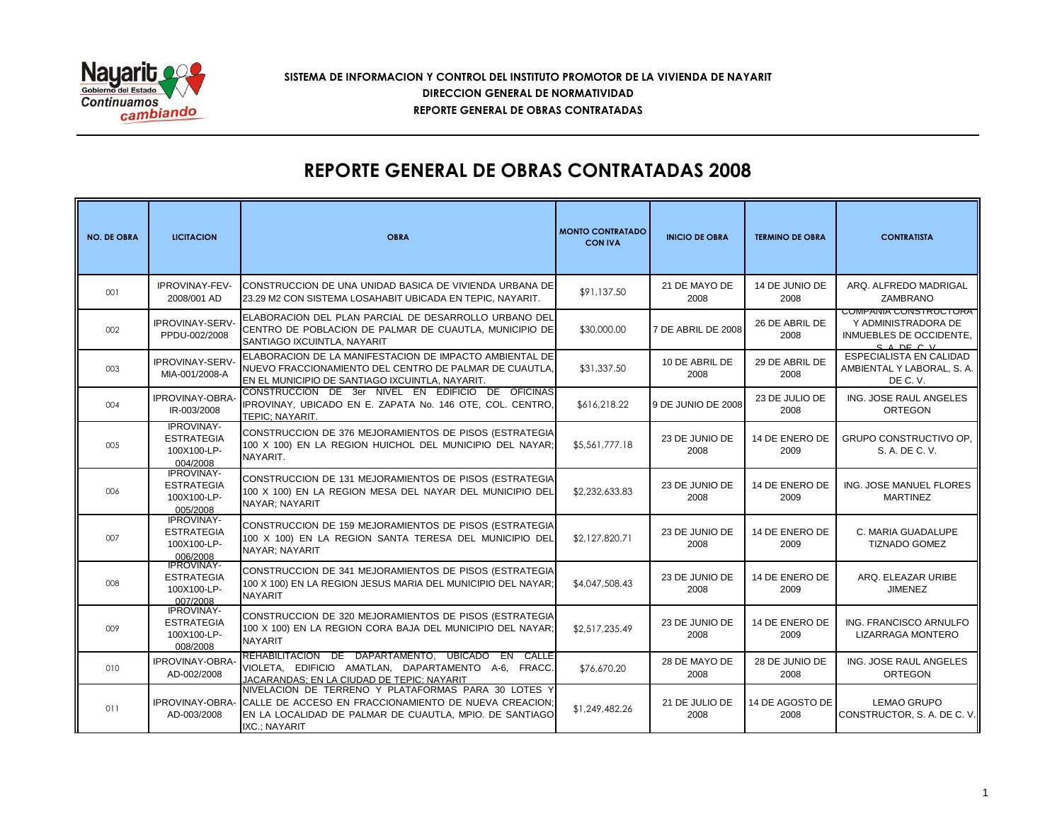**SISTEMA DE INFORMACION Y CONTROL DEL INSTITUTO PROMOTOR DE LA VIVIENDA DE NAYARIT**

**DIRECCION GENERAL DE NORMATIVIDAD**

**REPORTE GENERAL DE OBRAS CONTRATADAS**

# REPORTE GENERAL DE OBRAS CONTRATADAS 2008

| NO. DE OBRA | LICITACION | OBRA | MONTO CONTRATADO CON IVA | INICIO DE OBRA | TERMINO DE OBRA | CONTRATISTA |
|---|---|---|---|---|---|---|
| 001 | IPROVINAY-FEV-2008/001 AD | CONSTRUCCION DE UNA UNIDAD BASICA DE VIVIENDA URBANA DE 23.29 M2 CON SISTEMA LOSAHABIT UBICADA EN TEPIC, NAYARIT. | $91,137.50 | 21 DE MAYO DE 2008 | 14 DE JUNIO DE 2008 | ARQ. ALFREDO MADRIGAL ZAMBRANO |
| 002 | IPROVINAY-SERV-PPDU-002/2008 | ELABORACION DEL PLAN PARCIAL DE DESARROLLO URBANO DEL CENTRO DE POBLACION DE PALMAR DE CUAUTLA, MUNICIPIO DE SANTIAGO IXCUINTLA, NAYARIT | $30,000.00 | 7 DE ABRIL DE 2008 | 26 DE ABRIL DE 2008 | COMPAÑIA CONSTRUCTORA Y ADMINISTRADORA DE INMUEBLES DE OCCIDENTE, S. A. DE C. V. |
| 003 | IPROVINAY-SERV-MIA-001/2008-A | ELABORACION DE LA MANIFESTACION DE IMPACTO AMBIENTAL DE NUEVO FRACCIONAMIENTO DEL CENTRO DE PALMAR DE CUAUTLA, EN EL MUNICIPIO DE SANTIAGO IXCUINTLA, NAYARIT. | $31,337.50 | 10 DE ABRIL DE 2008 | 29 DE ABRIL DE 2008 | ESPECIALISTA EN CALIDAD AMBIENTAL Y LABORAL, S. A. DE C. V. |
| 004 | IPROVINAY-OBRA-IR-003/2008 | CONSTRUCCION DE 3er NIVEL EN EDIFICIO DE OFICINAS IPROVINAY, UBICADO EN E. ZAPATA No. 146 OTE, COL. CENTRO, TEPIC; NAYARIT. | $616,218.22 | 9 DE JUNIO DE 2008 | 23 DE JULIO DE 2008 | ING. JOSE RAUL ANGELES ORTEGON |
| 005 | IPROVINAY-ESTRATEGIA 100X100-LP-004/2008 | CONSTRUCCION DE 376 MEJORAMIENTOS DE PISOS (ESTRATEGIA 100 X 100) EN LA REGION HUICHOL DEL MUNICIPIO DEL NAYAR; NAYARIT. | $5,561,777.18 | 23 DE JUNIO DE 2008 | 14 DE ENERO DE 2009 | GRUPO CONSTRUCTIVO OP, S. A. DE C. V. |
| 006 | IPROVINAY-ESTRATEGIA 100X100-LP-005/2008 | CONSTRUCCION DE 131 MEJORAMIENTOS DE PISOS (ESTRATEGIA 100 X 100) EN LA REGION MESA DEL NAYAR DEL MUNICIPIO DEL NAYAR; NAYARIT | $2,232,633.83 | 23 DE JUNIO DE 2008 | 14 DE ENERO DE 2009 | ING. JOSE MANUEL FLORES MARTINEZ |
| 007 | IPROVINAY-ESTRATEGIA 100X100-LP-006/2008 | CONSTRUCCION DE 159 MEJORAMIENTOS DE PISOS (ESTRATEGIA 100 X 100) EN LA REGION SANTA TERESA DEL MUNICIPIO DEL NAYAR; NAYARIT | $2,127,820.71 | 23 DE JUNIO DE 2008 | 14 DE ENERO DE 2009 | C. MARIA GUADALUPE TIZNADO GOMEZ |
| 008 | IPROVINAY-ESTRATEGIA 100X100-LP-007/2008 | CONSTRUCCION DE 341 MEJORAMIENTOS DE PISOS (ESTRATEGIA 100 X 100) EN LA REGION JESUS MARIA DEL MUNICIPIO DEL NAYAR; NAYARIT | $4,047,508.43 | 23 DE JUNIO DE 2008 | 14 DE ENERO DE 2009 | ARQ. ELEAZAR URIBE JIMENEZ |
| 009 | IPROVINAY-ESTRATEGIA 100X100-LP-008/2008 | CONSTRUCCION DE 320 MEJORAMIENTOS DE PISOS (ESTRATEGIA 100 X 100) EN LA REGION CORA BAJA DEL MUNICIPIO DEL NAYAR; NAYARIT | $2,517,235.49 | 23 DE JUNIO DE 2008 | 14 DE ENERO DE 2009 | ING. FRANCISCO ARNULFO LIZARRAGA MONTERO |
| 010 | IPROVINAY-OBRA-AD-002/2008 | REHABILITACION DE DAPARTAMENTO, UBICADO EN CALLE VIOLETA, EDIFICIO AMATLAN, DAPARTAMENTO A-6, FRACC. JACARANDAS; EN LA CIUDAD DE TEPIC; NAYARIT | $76,670.20 | 28 DE MAYO DE 2008 | 28 DE JUNIO DE 2008 | ING. JOSE RAUL ANGELES ORTEGON |
| 011 | IPROVINAY-OBRA-AD-003/2008 | NIVELACION DE TERRENO Y PLATAFORMAS PARA 30 LOTES Y CALLE DE ACCESO EN FRACCIONAMIENTO DE NUEVA CREACION; EN LA LOCALIDAD DE PALMAR DE CUAUTLA, MPIO. DE SANTIAGO IXC.; NAYARIT | $1,249,482.26 | 21 DE JULIO DE 2008 | 14 DE AGOSTO DE 2008 | LEMAO GRUPO CONSTRUCTOR, S. A. DE C. V. |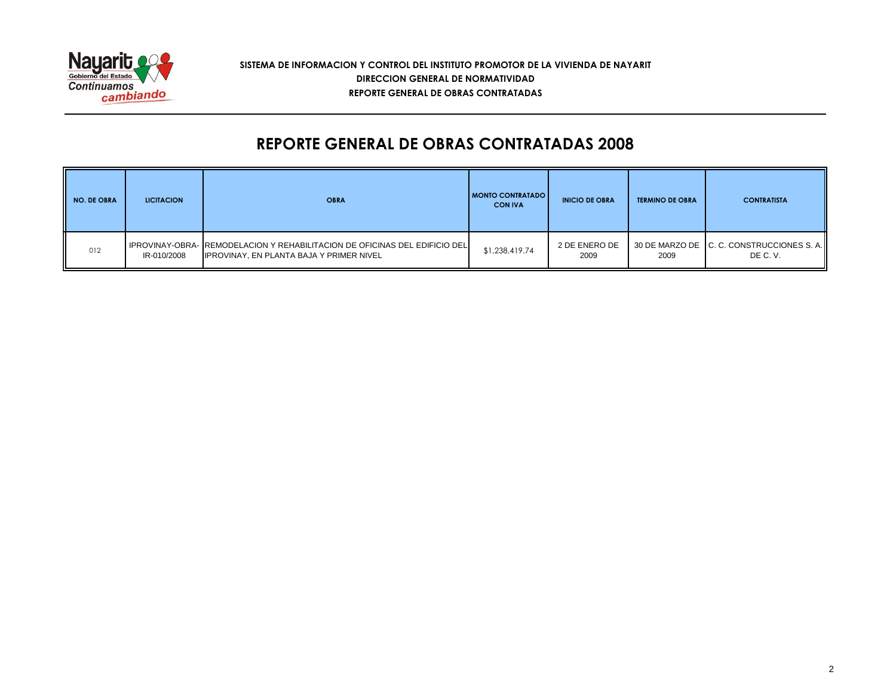SISTEMA DE INFORMACION Y CONTROL DEL INSTITUTO PROMOTOR DE LA VIVIENDA DE NAYARIT

DIRECCION GENERAL DE NORMATIVIDAD

REPORTE GENERAL DE OBRAS CONTRATADAS

# REPORTE GENERAL DE OBRAS CONTRATADAS 2008

| NO. DE OBRA | LICITACION | OBRA | MONTO CONTRATADO CON IVA | INICIO DE OBRA | TERMINO DE OBRA | CONTRATISTA |
|---|---|---|---|---|---|---|
| 012 | IPROVINAY-OBRA-IR-010/2008 | REMODELACION Y REHABILITACION DE OFICINAS DEL EDIFICIO DEL IPROVINAY, EN PLANTA BAJA Y PRIMER NIVEL | $1,238,419.74 | 2 DE ENERO DE 2009 | 30 DE MARZO DE 2009 | C. C. CONSTRUCCIONES S. A. DE C. V. |